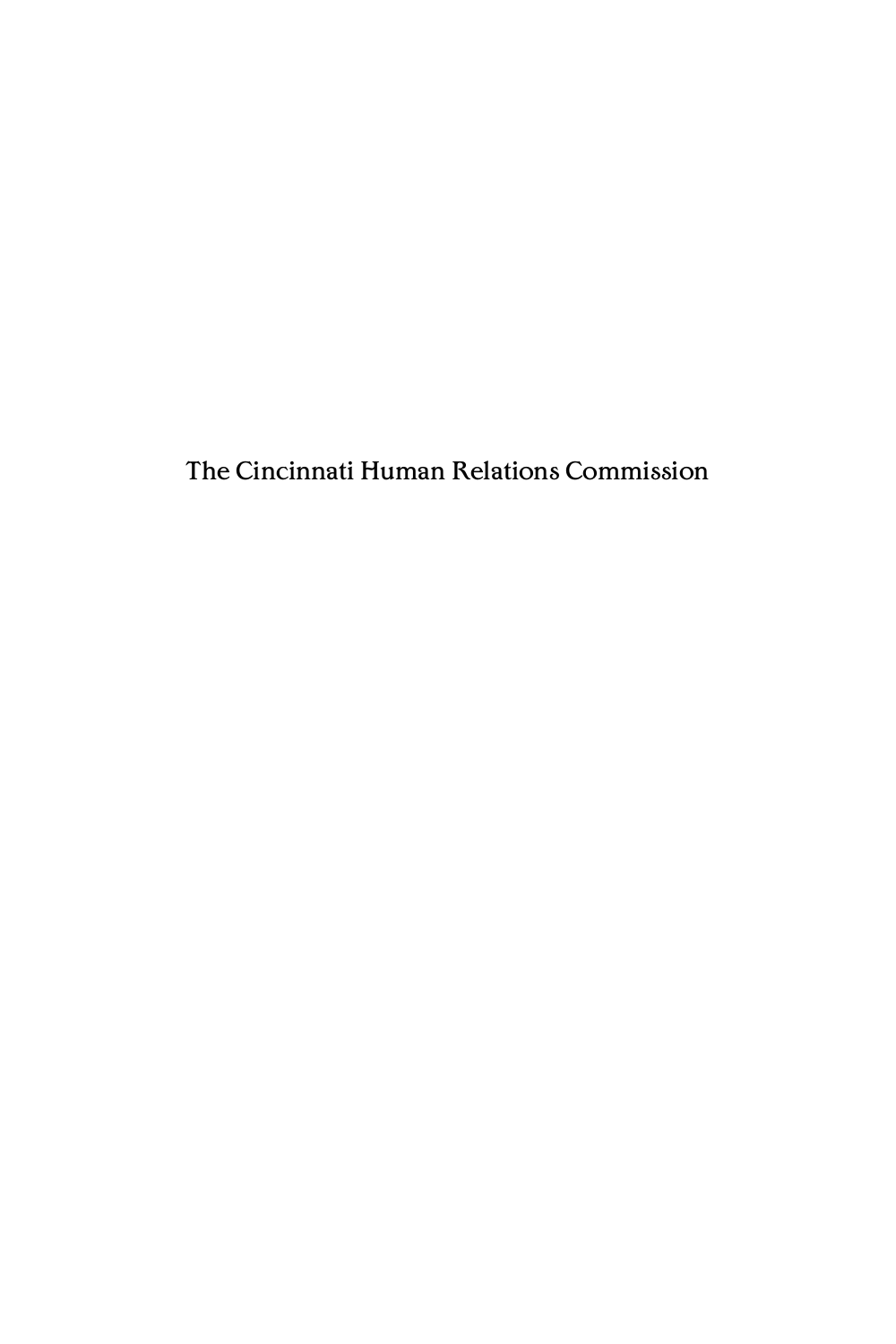# The Cincinnati Human Relations Commission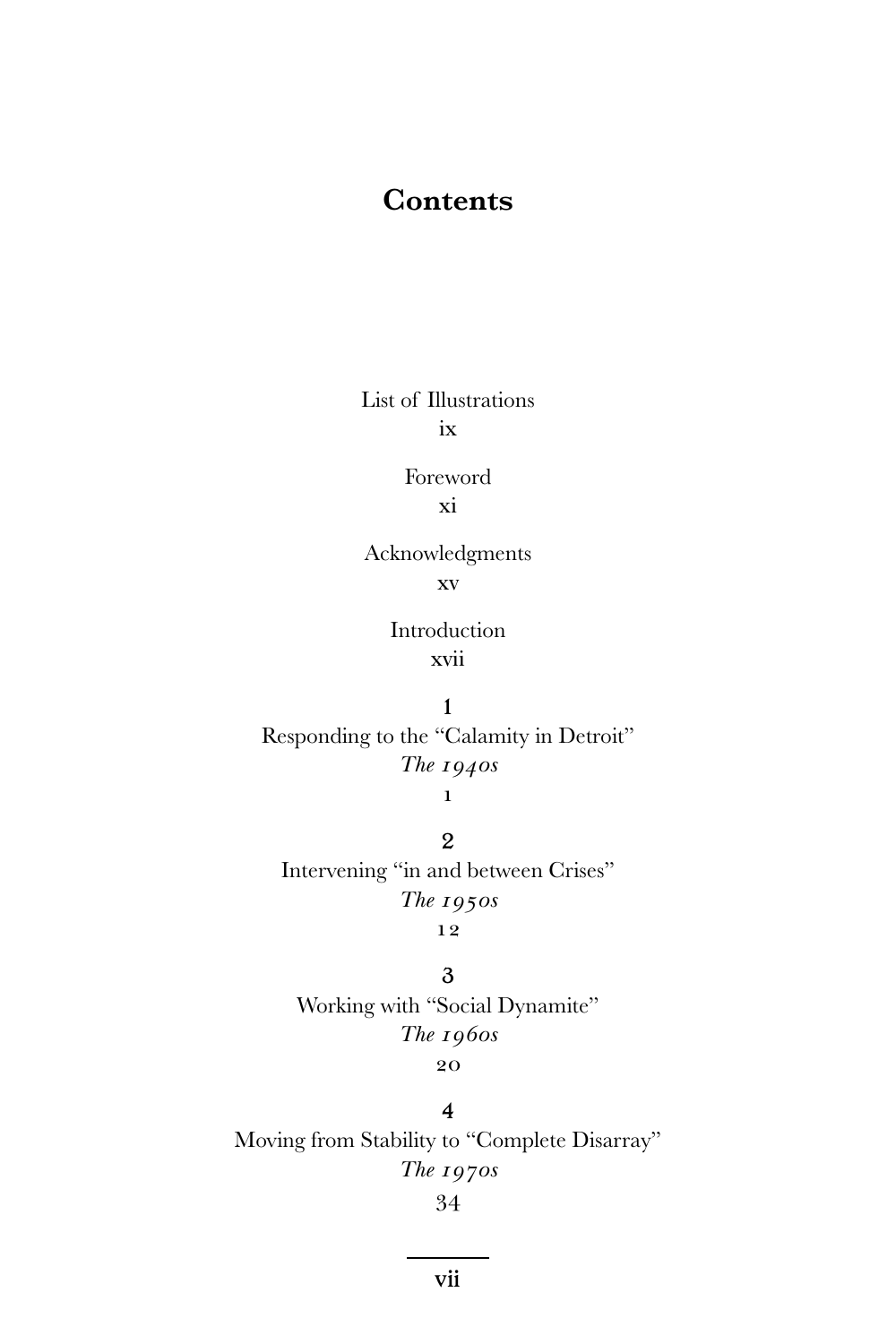# Contents

List of Illustrations
ix

Foreword
xi

Acknowledgments
xv

Introduction
xvii

1
Responding to the "Calamity in Detroit"
*The 1940s*
1

2
Intervening "in and between Crises"
*The 1950s*
12

3
Working with "Social Dynamite"
*The 1960s*
20

4
Moving from Stability to "Complete Disarray"
*The 1970s*
34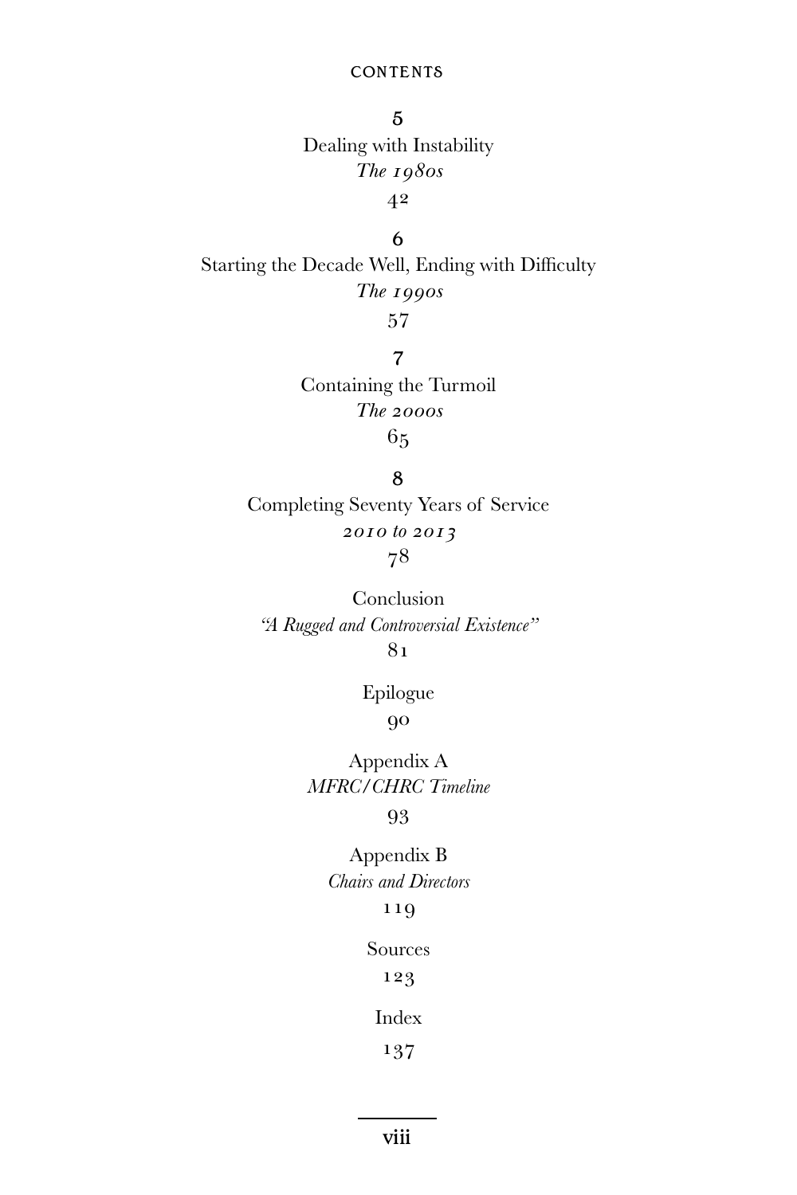5
Dealing with Instability
*The 1980s*
42

6
Starting the Decade Well, Ending with Difficulty
*The 1990s*
57

7
Containing the Turmoil
*The 2000s*
65

8
Completing Seventy Years of Service
*2010 to 2013*
78

Conclusion
*"A Rugged and Controversial Existence"*
81

Epilogue
90

Appendix A
*MFRC/CHRC Timeline*
93

Appendix B
*Chairs and Directors*
119

Sources
123

Index
137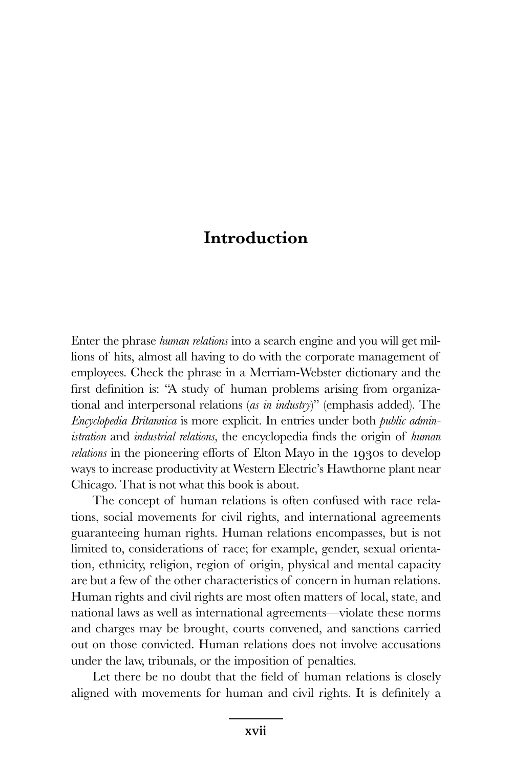# Introduction

Enter the phrase *human relations* into a search engine and you will get millions of hits, almost all having to do with the corporate management of employees. Check the phrase in a Merriam-Webster dictionary and the first definition is: "A study of human problems arising from organizational and interpersonal relations (*as in industry*)" (emphasis added). The *Encyclopedia Britannica* is more explicit. In entries under both *public administration* and *industrial relations,* the encyclopedia finds the origin of *human relations* in the pioneering efforts of Elton Mayo in the 1930s to develop ways to increase productivity at Western Electric's Hawthorne plant near Chicago. That is not what this book is about.

The concept of human relations is often confused with race relations, social movements for civil rights, and international agreements guaranteeing human rights. Human relations encompasses, but is not limited to, considerations of race; for example, gender, sexual orientation, ethnicity, religion, region of origin, physical and mental capacity are but a few of the other characteristics of concern in human relations. Human rights and civil rights are most often matters of local, state, and national laws as well as international agreements—violate these norms and charges may be brought, courts convened, and sanctions carried out on those convicted. Human relations does not involve accusations under the law, tribunals, or the imposition of penalties.

Let there be no doubt that the field of human relations is closely aligned with movements for human and civil rights. It is definitely a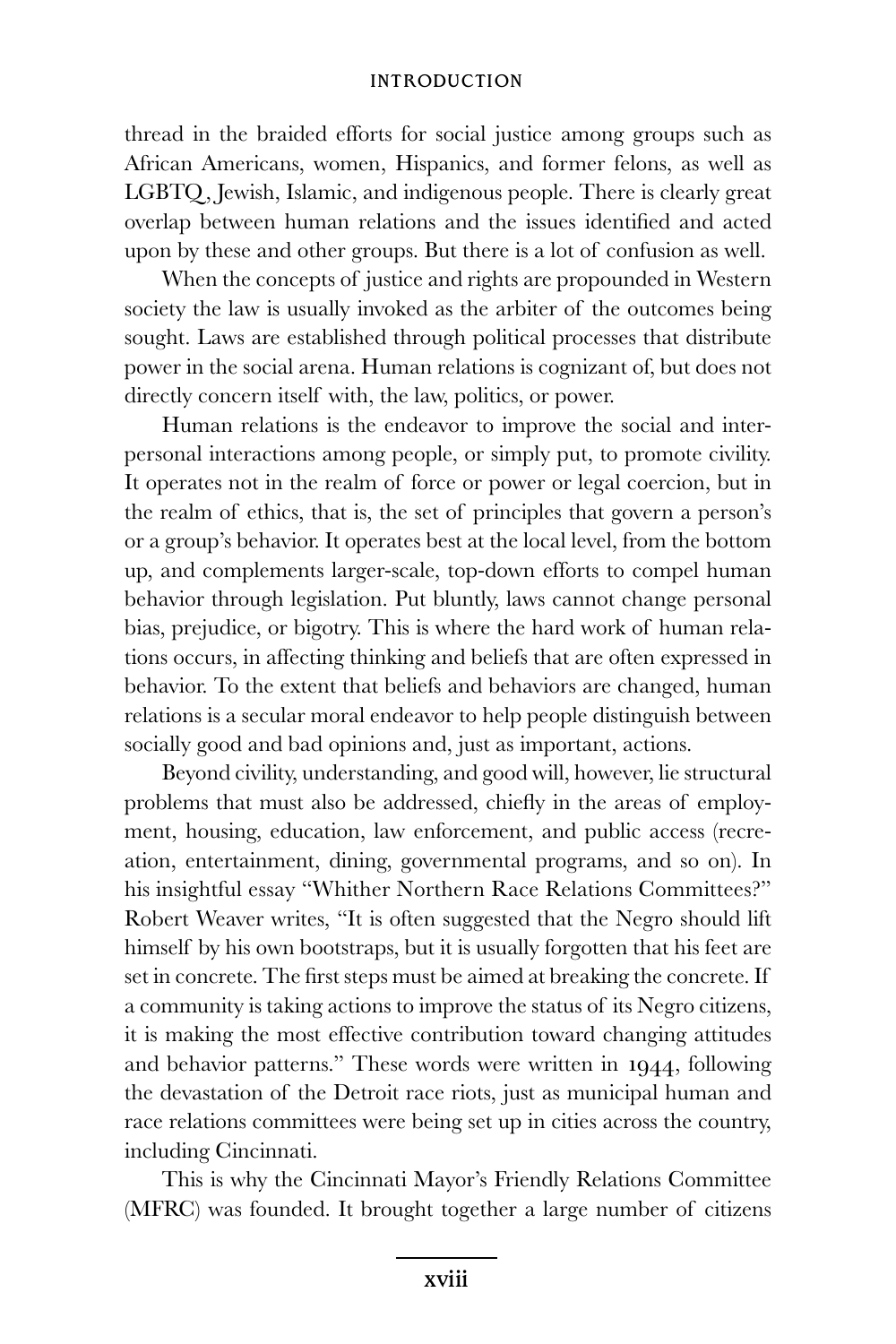thread in the braided efforts for social justice among groups such as African Americans, women, Hispanics, and former felons, as well as LGBTQ, Jewish, Islamic, and indigenous people. There is clearly great overlap between human relations and the issues identified and acted upon by these and other groups. But there is a lot of confusion as well.

When the concepts of justice and rights are propounded in Western society the law is usually invoked as the arbiter of the outcomes being sought. Laws are established through political processes that distribute power in the social arena. Human relations is cognizant of, but does not directly concern itself with, the law, politics, or power.

Human relations is the endeavor to improve the social and interpersonal interactions among people, or simply put, to promote civility. It operates not in the realm of force or power or legal coercion, but in the realm of ethics, that is, the set of principles that govern a person's or a group's behavior. It operates best at the local level, from the bottom up, and complements larger-scale, top-down efforts to compel human behavior through legislation. Put bluntly, laws cannot change personal bias, prejudice, or bigotry. This is where the hard work of human relations occurs, in affecting thinking and beliefs that are often expressed in behavior. To the extent that beliefs and behaviors are changed, human relations is a secular moral endeavor to help people distinguish between socially good and bad opinions and, just as important, actions.

Beyond civility, understanding, and good will, however, lie structural problems that must also be addressed, chiefly in the areas of employment, housing, education, law enforcement, and public access (recreation, entertainment, dining, governmental programs, and so on). In his insightful essay "Whither Northern Race Relations Committees?" Robert Weaver writes, "It is often suggested that the Negro should lift himself by his own bootstraps, but it is usually forgotten that his feet are set in concrete. The first steps must be aimed at breaking the concrete. If a community is taking actions to improve the status of its Negro citizens, it is making the most effective contribution toward changing attitudes and behavior patterns." These words were written in 1944, following the devastation of the Detroit race riots, just as municipal human and race relations committees were being set up in cities across the country, including Cincinnati.

This is why the Cincinnati Mayor's Friendly Relations Committee (MFRC) was founded. It brought together a large number of citizens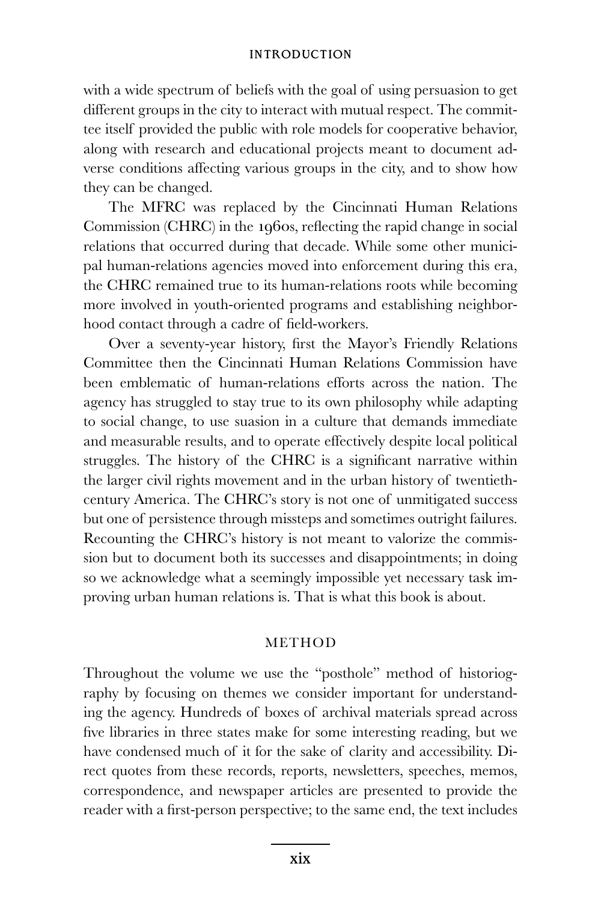with a wide spectrum of beliefs with the goal of using persuasion to get different groups in the city to interact with mutual respect. The committee itself provided the public with role models for cooperative behavior, along with research and educational projects meant to document adverse conditions affecting various groups in the city, and to show how they can be changed.

The MFRC was replaced by the Cincinnati Human Relations Commission (CHRC) in the 1960s, reflecting the rapid change in social relations that occurred during that decade. While some other municipal human-relations agencies moved into enforcement during this era, the CHRC remained true to its human-relations roots while becoming more involved in youth-oriented programs and establishing neighborhood contact through a cadre of field-workers.

Over a seventy-year history, first the Mayor's Friendly Relations Committee then the Cincinnati Human Relations Commission have been emblematic of human-relations efforts across the nation. The agency has struggled to stay true to its own philosophy while adapting to social change, to use suasion in a culture that demands immediate and measurable results, and to operate effectively despite local political struggles. The history of the CHRC is a significant narrative within the larger civil rights movement and in the urban history of twentieth-century America. The CHRC's story is not one of unmitigated success but one of persistence through missteps and sometimes outright failures. Recounting the CHRC's history is not meant to valorize the commission but to document both its successes and disappointments; in doing so we acknowledge what a seemingly impossible yet necessary task improving urban human relations is. That is what this book is about.

## METHOD

Throughout the volume we use the "posthole" method of historiography by focusing on themes we consider important for understanding the agency. Hundreds of boxes of archival materials spread across five libraries in three states make for some interesting reading, but we have condensed much of it for the sake of clarity and accessibility. Direct quotes from these records, reports, newsletters, speeches, memos, correspondence, and newspaper articles are presented to provide the reader with a first-person perspective; to the same end, the text includes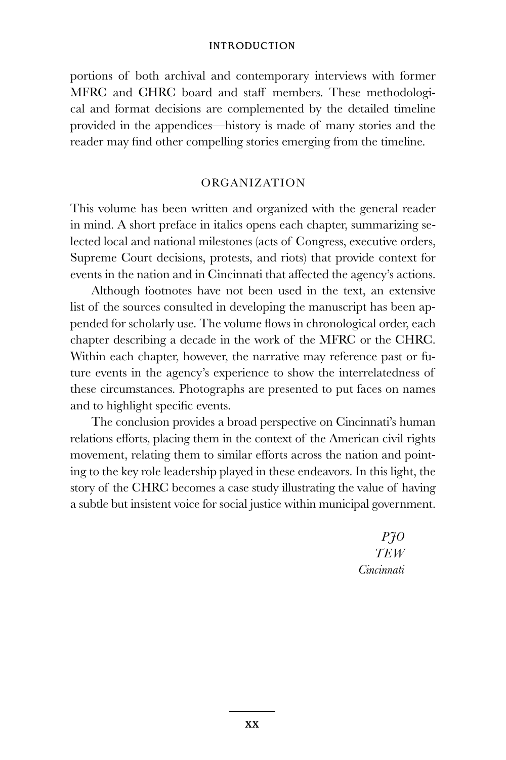portions of both archival and contemporary interviews with former MFRC and CHRC board and staff members. These methodological and format decisions are complemented by the detailed timeline provided in the appendices—history is made of many stories and the reader may find other compelling stories emerging from the timeline.

## ORGANIZATION

This volume has been written and organized with the general reader in mind. A short preface in italics opens each chapter, summarizing selected local and national milestones (acts of Congress, executive orders, Supreme Court decisions, protests, and riots) that provide context for events in the nation and in Cincinnati that affected the agency's actions.

Although footnotes have not been used in the text, an extensive list of the sources consulted in developing the manuscript has been appended for scholarly use. The volume flows in chronological order, each chapter describing a decade in the work of the MFRC or the CHRC. Within each chapter, however, the narrative may reference past or future events in the agency's experience to show the interrelatedness of these circumstances. Photographs are presented to put faces on names and to highlight specific events.

The conclusion provides a broad perspective on Cincinnati's human relations efforts, placing them in the context of the American civil rights movement, relating them to similar efforts across the nation and pointing to the key role leadership played in these endeavors. In this light, the story of the CHRC becomes a case study illustrating the value of having a subtle but insistent voice for social justice within municipal government.

*PJO*
*TEW*
*Cincinnati*